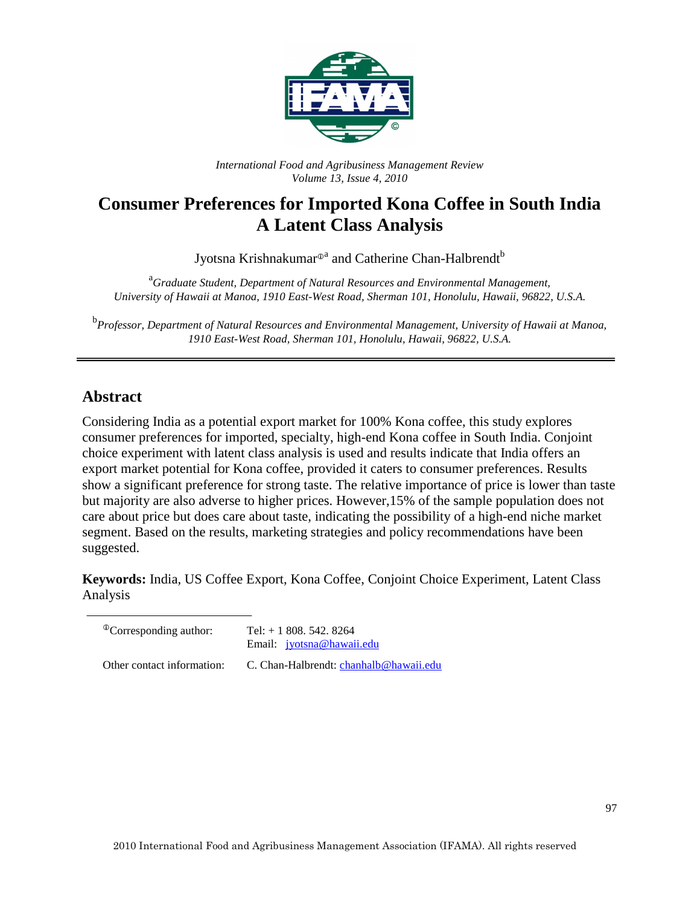*International Food and Agribusiness Management Review*
*Volume 13, Issue 4, 2010*

# Consumer Preferences for Imported Kona Coffee in South India A Latent Class Analysis

Jyotsna Krishnakumar[①a] and Catherine Chan-Halbrendt[b]

[a]*Graduate Student, Department of Natural Resources and Environmental Management, University of Hawaii at Manoa, 1910 East-West Road, Sherman 101, Honolulu, Hawaii, 96822, U.S.A.*

[b]*Professor, Department of Natural Resources and Environmental Management, University of Hawaii at Manoa, 1910 East-West Road, Sherman 101, Honolulu, Hawaii, 96822, U.S.A.*

## Abstract

Considering India as a potential export market for 100% Kona coffee, this study explores consumer preferences for imported, specialty, high-end Kona coffee in South India. Conjoint choice experiment with latent class analysis is used and results indicate that India offers an export market potential for Kona coffee, provided it caters to consumer preferences. Results show a significant preference for strong taste. The relative importance of price is lower than taste but majority are also adverse to higher prices. However,15% of the sample population does not care about price but does care about taste, indicating the possibility of a high-end niche market segment. Based on the results, marketing strategies and policy recommendations have been suggested.

**Keywords:** India, US Coffee Export, Kona Coffee, Conjoint Choice Experiment, Latent Class Analysis

---

| [①]Corresponding author: | Tel: + 1 808. 542. 8264 |
| --- | --- |
| | Email: jyotsna@hawaii.edu |
| Other contact information: | C. Chan-Halbrendt: chanhalb@hawaii.edu |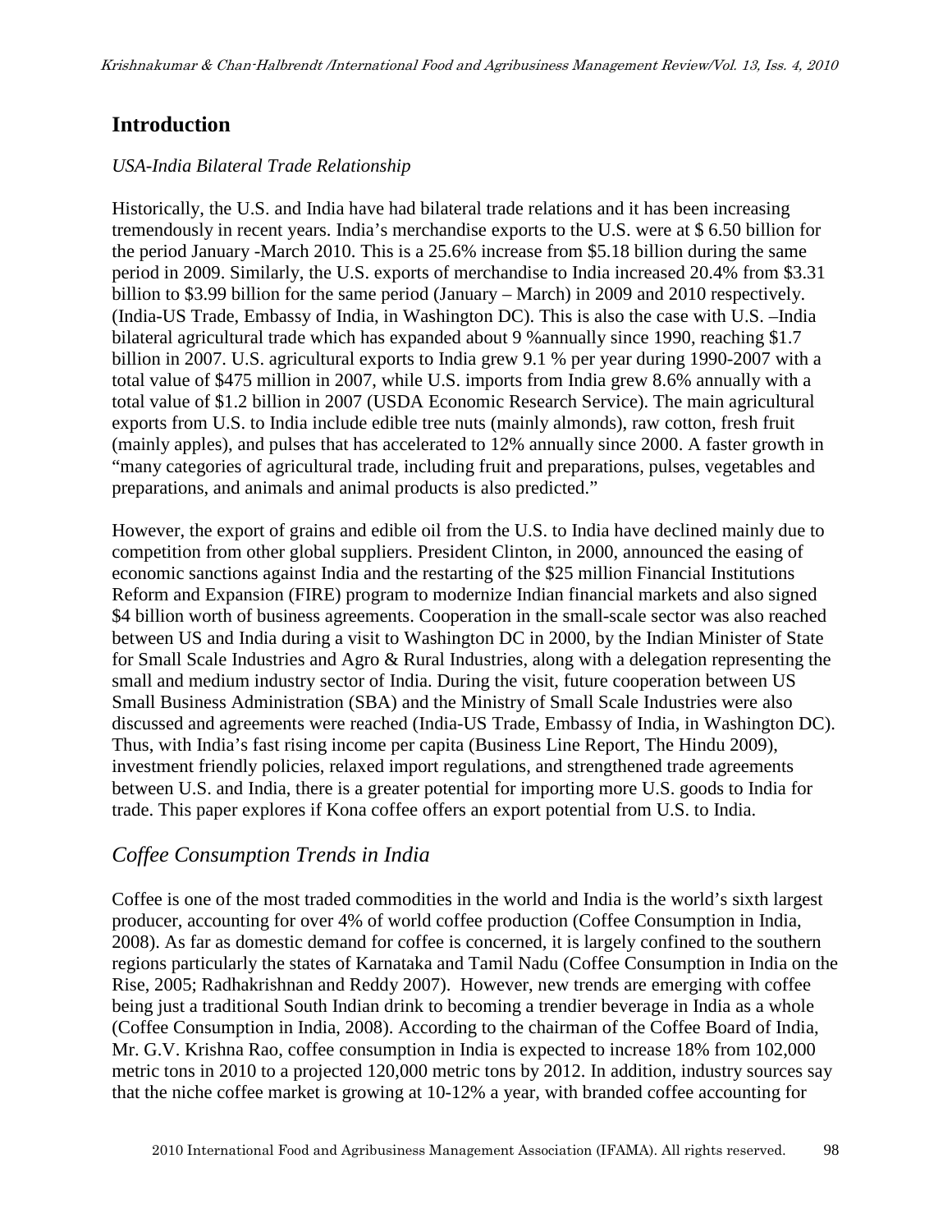## Introduction

*USA-India Bilateral Trade Relationship*

Historically, the U.S. and India have had bilateral trade relations and it has been increasing tremendously in recent years. India's merchandise exports to the U.S. were at $ 6.50 billion for the period January -March 2010. This is a 25.6% increase from $5.18 billion during the same period in 2009. Similarly, the U.S. exports of merchandise to India increased 20.4% from $3.31 billion to $3.99 billion for the same period (January – March) in 2009 and 2010 respectively. (India-US Trade, Embassy of India, in Washington DC). This is also the case with U.S. –India bilateral agricultural trade which has expanded about 9 %annually since 1990, reaching $1.7 billion in 2007. U.S. agricultural exports to India grew 9.1 % per year during 1990-2007 with a total value of $475 million in 2007, while U.S. imports from India grew 8.6% annually with a total value of $1.2 billion in 2007 (USDA Economic Research Service). The main agricultural exports from U.S. to India include edible tree nuts (mainly almonds), raw cotton, fresh fruit (mainly apples), and pulses that has accelerated to 12% annually since 2000. A faster growth in "many categories of agricultural trade, including fruit and preparations, pulses, vegetables and preparations, and animals and animal products is also predicted."

However, the export of grains and edible oil from the U.S. to India have declined mainly due to competition from other global suppliers. President Clinton, in 2000, announced the easing of economic sanctions against India and the restarting of the $25 million Financial Institutions Reform and Expansion (FIRE) program to modernize Indian financial markets and also signed $4 billion worth of business agreements. Cooperation in the small-scale sector was also reached between US and India during a visit to Washington DC in 2000, by the Indian Minister of State for Small Scale Industries and Agro & Rural Industries, along with a delegation representing the small and medium industry sector of India. During the visit, future cooperation between US Small Business Administration (SBA) and the Ministry of Small Scale Industries were also discussed and agreements were reached (India-US Trade, Embassy of India, in Washington DC). Thus, with India's fast rising income per capita (Business Line Report, The Hindu 2009), investment friendly policies, relaxed import regulations, and strengthened trade agreements between U.S. and India, there is a greater potential for importing more U.S. goods to India for trade. This paper explores if Kona coffee offers an export potential from U.S. to India.

### *Coffee Consumption Trends in India*

Coffee is one of the most traded commodities in the world and India is the world's sixth largest producer, accounting for over 4% of world coffee production (Coffee Consumption in India, 2008). As far as domestic demand for coffee is concerned, it is largely confined to the southern regions particularly the states of Karnataka and Tamil Nadu (Coffee Consumption in India on the Rise, 2005; Radhakrishnan and Reddy 2007). However, new trends are emerging with coffee being just a traditional South Indian drink to becoming a trendier beverage in India as a whole (Coffee Consumption in India, 2008). According to the chairman of the Coffee Board of India, Mr. G.V. Krishna Rao, coffee consumption in India is expected to increase 18% from 102,000 metric tons in 2010 to a projected 120,000 metric tons by 2012. In addition, industry sources say that the niche coffee market is growing at 10-12% a year, with branded coffee accounting for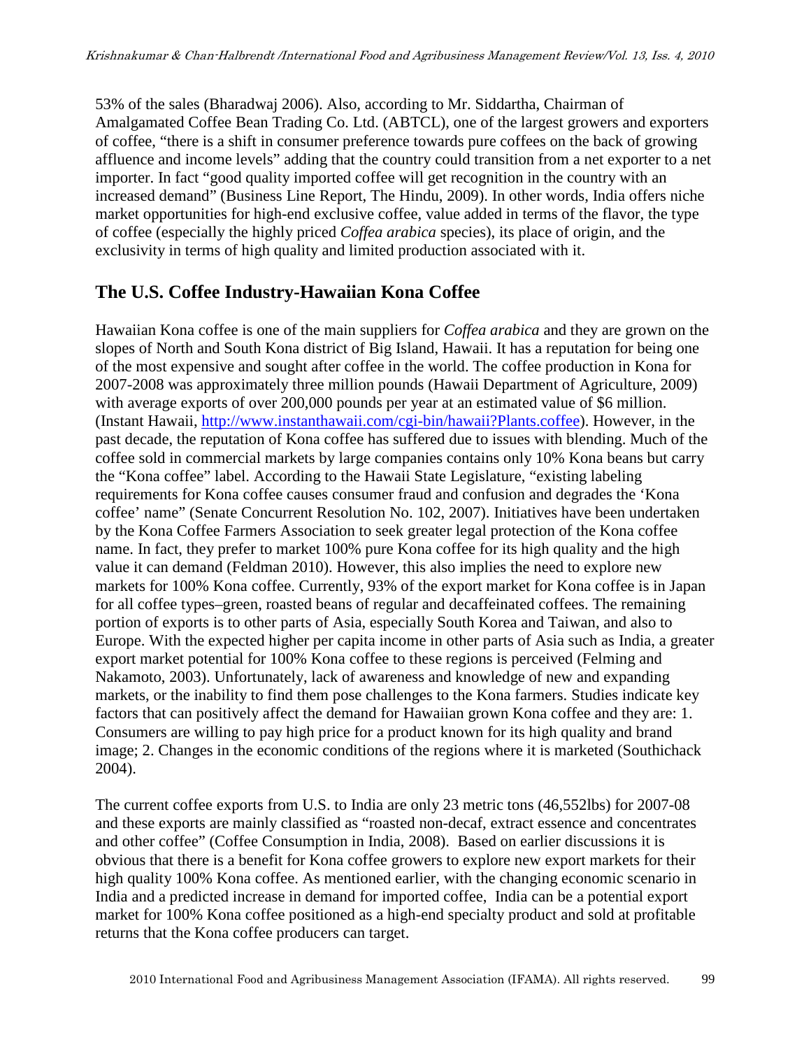53% of the sales (Bharadwaj 2006). Also, according to Mr. Siddartha, Chairman of Amalgamated Coffee Bean Trading Co. Ltd. (ABTCL), one of the largest growers and exporters of coffee, "there is a shift in consumer preference towards pure coffees on the back of growing affluence and income levels" adding that the country could transition from a net exporter to a net importer. In fact "good quality imported coffee will get recognition in the country with an increased demand" (Business Line Report, The Hindu, 2009). In other words, India offers niche market opportunities for high-end exclusive coffee, value added in terms of the flavor, the type of coffee (especially the highly priced *Coffea arabica* species), its place of origin, and the exclusivity in terms of high quality and limited production associated with it.

## The U.S. Coffee Industry-Hawaiian Kona Coffee

Hawaiian Kona coffee is one of the main suppliers for *Coffea arabica* and they are grown on the slopes of North and South Kona district of Big Island, Hawaii. It has a reputation for being one of the most expensive and sought after coffee in the world. The coffee production in Kona for 2007-2008 was approximately three million pounds (Hawaii Department of Agriculture, 2009) with average exports of over 200,000 pounds per year at an estimated value of $6 million. (Instant Hawaii, http://www.instanthawaii.com/cgi-bin/hawaii?Plants.coffee). However, in the past decade, the reputation of Kona coffee has suffered due to issues with blending. Much of the coffee sold in commercial markets by large companies contains only 10% Kona beans but carry the "Kona coffee" label. According to the Hawaii State Legislature, "existing labeling requirements for Kona coffee causes consumer fraud and confusion and degrades the 'Kona coffee' name" (Senate Concurrent Resolution No. 102, 2007). Initiatives have been undertaken by the Kona Coffee Farmers Association to seek greater legal protection of the Kona coffee name. In fact, they prefer to market 100% pure Kona coffee for its high quality and the high value it can demand (Feldman 2010). However, this also implies the need to explore new markets for 100% Kona coffee. Currently, 93% of the export market for Kona coffee is in Japan for all coffee types–green, roasted beans of regular and decaffeinated coffees. The remaining portion of exports is to other parts of Asia, especially South Korea and Taiwan, and also to Europe. With the expected higher per capita income in other parts of Asia such as India, a greater export market potential for 100% Kona coffee to these regions is perceived (Felming and Nakamoto, 2003). Unfortunately, lack of awareness and knowledge of new and expanding markets, or the inability to find them pose challenges to the Kona farmers. Studies indicate key factors that can positively affect the demand for Hawaiian grown Kona coffee and they are: 1. Consumers are willing to pay high price for a product known for its high quality and brand image; 2. Changes in the economic conditions of the regions where it is marketed (Southichack 2004).

The current coffee exports from U.S. to India are only 23 metric tons (46,552lbs) for 2007-08 and these exports are mainly classified as "roasted non-decaf, extract essence and concentrates and other coffee" (Coffee Consumption in India, 2008). Based on earlier discussions it is obvious that there is a benefit for Kona coffee growers to explore new export markets for their high quality 100% Kona coffee. As mentioned earlier, with the changing economic scenario in India and a predicted increase in demand for imported coffee, India can be a potential export market for 100% Kona coffee positioned as a high-end specialty product and sold at profitable returns that the Kona coffee producers can target.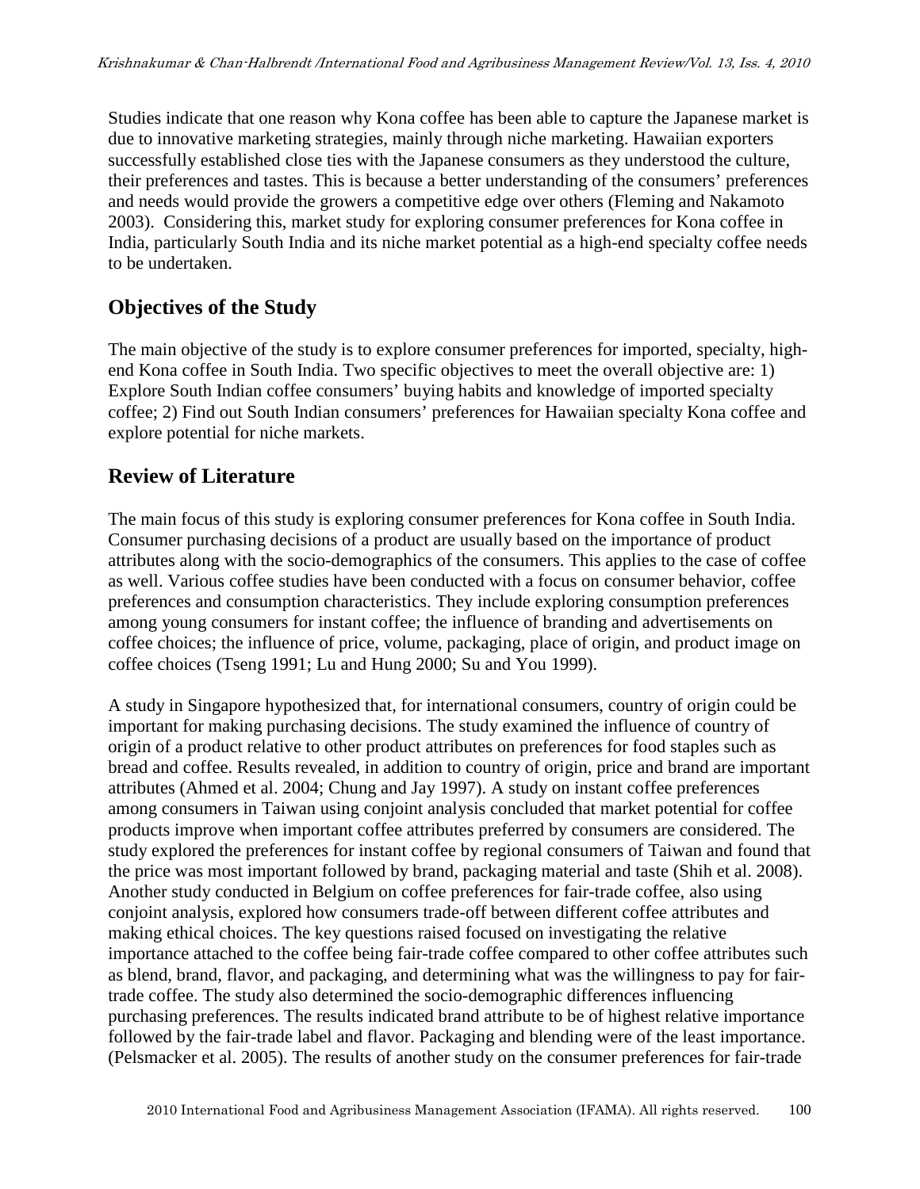Studies indicate that one reason why Kona coffee has been able to capture the Japanese market is due to innovative marketing strategies, mainly through niche marketing. Hawaiian exporters successfully established close ties with the Japanese consumers as they understood the culture, their preferences and tastes. This is because a better understanding of the consumers' preferences and needs would provide the growers a competitive edge over others (Fleming and Nakamoto 2003). Considering this, market study for exploring consumer preferences for Kona coffee in India, particularly South India and its niche market potential as a high-end specialty coffee needs to be undertaken.

## Objectives of the Study

The main objective of the study is to explore consumer preferences for imported, specialty, high-end Kona coffee in South India. Two specific objectives to meet the overall objective are: 1) Explore South Indian coffee consumers' buying habits and knowledge of imported specialty coffee; 2) Find out South Indian consumers' preferences for Hawaiian specialty Kona coffee and explore potential for niche markets.

## Review of Literature

The main focus of this study is exploring consumer preferences for Kona coffee in South India. Consumer purchasing decisions of a product are usually based on the importance of product attributes along with the socio-demographics of the consumers. This applies to the case of coffee as well. Various coffee studies have been conducted with a focus on consumer behavior, coffee preferences and consumption characteristics. They include exploring consumption preferences among young consumers for instant coffee; the influence of branding and advertisements on coffee choices; the influence of price, volume, packaging, place of origin, and product image on coffee choices (Tseng 1991; Lu and Hung 2000; Su and You 1999).

A study in Singapore hypothesized that, for international consumers, country of origin could be important for making purchasing decisions. The study examined the influence of country of origin of a product relative to other product attributes on preferences for food staples such as bread and coffee. Results revealed, in addition to country of origin, price and brand are important attributes (Ahmed et al. 2004; Chung and Jay 1997). A study on instant coffee preferences among consumers in Taiwan using conjoint analysis concluded that market potential for coffee products improve when important coffee attributes preferred by consumers are considered. The study explored the preferences for instant coffee by regional consumers of Taiwan and found that the price was most important followed by brand, packaging material and taste (Shih et al. 2008). Another study conducted in Belgium on coffee preferences for fair-trade coffee, also using conjoint analysis, explored how consumers trade-off between different coffee attributes and making ethical choices. The key questions raised focused on investigating the relative importance attached to the coffee being fair-trade coffee compared to other coffee attributes such as blend, brand, flavor, and packaging, and determining what was the willingness to pay for fair-trade coffee. The study also determined the socio-demographic differences influencing purchasing preferences. The results indicated brand attribute to be of highest relative importance followed by the fair-trade label and flavor. Packaging and blending were of the least importance. (Pelsmacker et al. 2005). The results of another study on the consumer preferences for fair-trade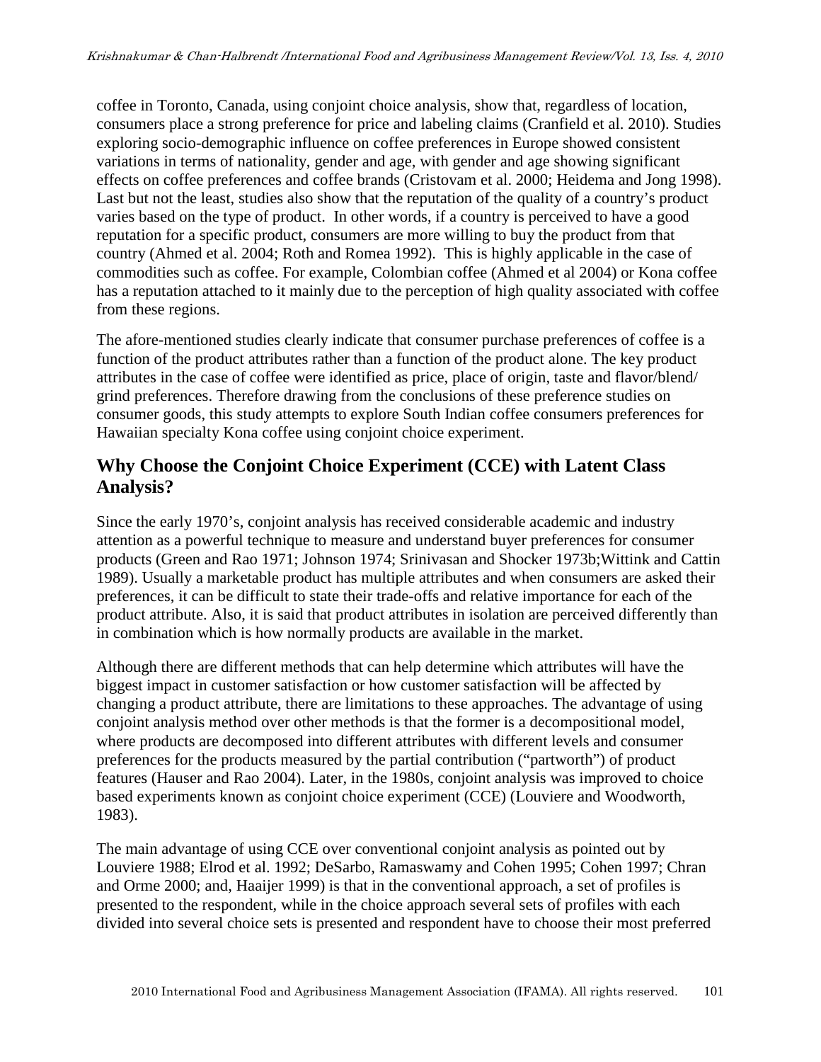coffee in Toronto, Canada, using conjoint choice analysis, show that, regardless of location, consumers place a strong preference for price and labeling claims (Cranfield et al. 2010). Studies exploring socio-demographic influence on coffee preferences in Europe showed consistent variations in terms of nationality, gender and age, with gender and age showing significant effects on coffee preferences and coffee brands (Cristovam et al. 2000; Heidema and Jong 1998). Last but not the least, studies also show that the reputation of the quality of a country's product varies based on the type of product. In other words, if a country is perceived to have a good reputation for a specific product, consumers are more willing to buy the product from that country (Ahmed et al. 2004; Roth and Romea 1992). This is highly applicable in the case of commodities such as coffee. For example, Colombian coffee (Ahmed et al 2004) or Kona coffee has a reputation attached to it mainly due to the perception of high quality associated with coffee from these regions.

The afore-mentioned studies clearly indicate that consumer purchase preferences of coffee is a function of the product attributes rather than a function of the product alone. The key product attributes in the case of coffee were identified as price, place of origin, taste and flavor/blend/ grind preferences. Therefore drawing from the conclusions of these preference studies on consumer goods, this study attempts to explore South Indian coffee consumers preferences for Hawaiian specialty Kona coffee using conjoint choice experiment.

## Why Choose the Conjoint Choice Experiment (CCE) with Latent Class Analysis?

Since the early 1970's, conjoint analysis has received considerable academic and industry attention as a powerful technique to measure and understand buyer preferences for consumer products (Green and Rao 1971; Johnson 1974; Srinivasan and Shocker 1973b;Wittink and Cattin 1989). Usually a marketable product has multiple attributes and when consumers are asked their preferences, it can be difficult to state their trade-offs and relative importance for each of the product attribute. Also, it is said that product attributes in isolation are perceived differently than in combination which is how normally products are available in the market.

Although there are different methods that can help determine which attributes will have the biggest impact in customer satisfaction or how customer satisfaction will be affected by changing a product attribute, there are limitations to these approaches. The advantage of using conjoint analysis method over other methods is that the former is a decompositional model, where products are decomposed into different attributes with different levels and consumer preferences for the products measured by the partial contribution ("partworth") of product features (Hauser and Rao 2004). Later, in the 1980s, conjoint analysis was improved to choice based experiments known as conjoint choice experiment (CCE) (Louviere and Woodworth, 1983).

The main advantage of using CCE over conventional conjoint analysis as pointed out by Louviere 1988; Elrod et al. 1992; DeSarbo, Ramaswamy and Cohen 1995; Cohen 1997; Chran and Orme 2000; and, Haaijer 1999) is that in the conventional approach, a set of profiles is presented to the respondent, while in the choice approach several sets of profiles with each divided into several choice sets is presented and respondent have to choose their most preferred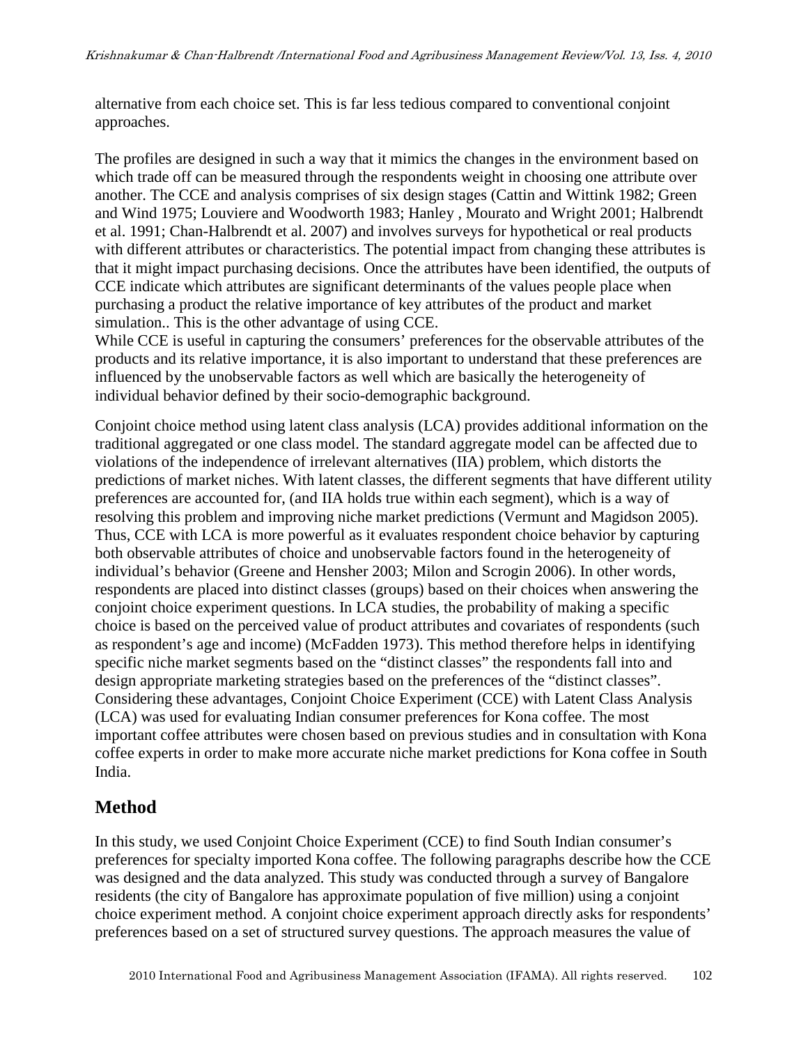alternative from each choice set. This is far less tedious compared to conventional conjoint approaches.

The profiles are designed in such a way that it mimics the changes in the environment based on which trade off can be measured through the respondents weight in choosing one attribute over another. The CCE and analysis comprises of six design stages (Cattin and Wittink 1982; Green and Wind 1975; Louviere and Woodworth 1983; Hanley , Mourato and Wright 2001; Halbrendt et al. 1991; Chan-Halbrendt et al. 2007) and involves surveys for hypothetical or real products with different attributes or characteristics. The potential impact from changing these attributes is that it might impact purchasing decisions. Once the attributes have been identified, the outputs of CCE indicate which attributes are significant determinants of the values people place when purchasing a product the relative importance of key attributes of the product and market simulation.. This is the other advantage of using CCE.

While CCE is useful in capturing the consumers' preferences for the observable attributes of the products and its relative importance, it is also important to understand that these preferences are influenced by the unobservable factors as well which are basically the heterogeneity of individual behavior defined by their socio-demographic background.

Conjoint choice method using latent class analysis (LCA) provides additional information on the traditional aggregated or one class model. The standard aggregate model can be affected due to violations of the independence of irrelevant alternatives (IIA) problem, which distorts the predictions of market niches. With latent classes, the different segments that have different utility preferences are accounted for, (and IIA holds true within each segment), which is a way of resolving this problem and improving niche market predictions (Vermunt and Magidson 2005). Thus, CCE with LCA is more powerful as it evaluates respondent choice behavior by capturing both observable attributes of choice and unobservable factors found in the heterogeneity of individual's behavior (Greene and Hensher 2003; Milon and Scrogin 2006). In other words, respondents are placed into distinct classes (groups) based on their choices when answering the conjoint choice experiment questions. In LCA studies, the probability of making a specific choice is based on the perceived value of product attributes and covariates of respondents (such as respondent's age and income) (McFadden 1973). This method therefore helps in identifying specific niche market segments based on the "distinct classes" the respondents fall into and design appropriate marketing strategies based on the preferences of the "distinct classes". Considering these advantages, Conjoint Choice Experiment (CCE) with Latent Class Analysis (LCA) was used for evaluating Indian consumer preferences for Kona coffee. The most important coffee attributes were chosen based on previous studies and in consultation with Kona coffee experts in order to make more accurate niche market predictions for Kona coffee in South India.

## Method

In this study, we used Conjoint Choice Experiment (CCE) to find South Indian consumer's preferences for specialty imported Kona coffee. The following paragraphs describe how the CCE was designed and the data analyzed. This study was conducted through a survey of Bangalore residents (the city of Bangalore has approximate population of five million) using a conjoint choice experiment method. A conjoint choice experiment approach directly asks for respondents' preferences based on a set of structured survey questions. The approach measures the value of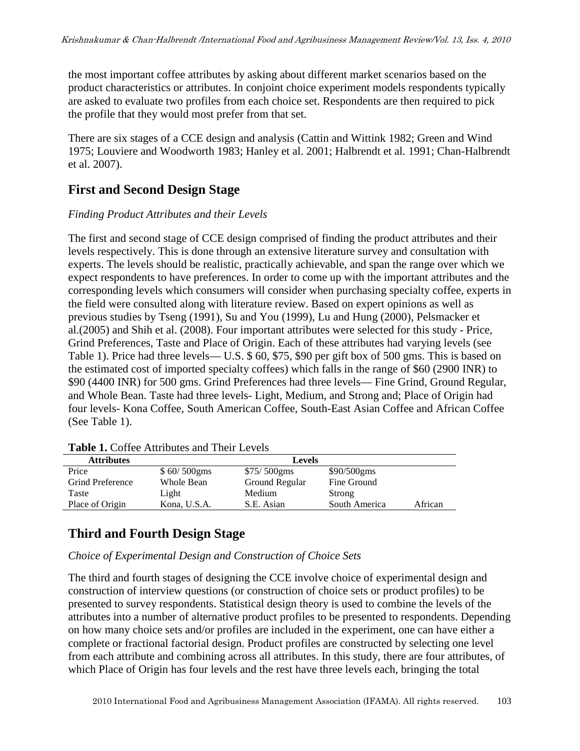the most important coffee attributes by asking about different market scenarios based on the product characteristics or attributes. In conjoint choice experiment models respondents typically are asked to evaluate two profiles from each choice set. Respondents are then required to pick the profile that they would most prefer from that set.

There are six stages of a CCE design and analysis (Cattin and Wittink 1982; Green and Wind 1975; Louviere and Woodworth 1983; Hanley et al. 2001; Halbrendt et al. 1991; Chan-Halbrendt et al. 2007).

## First and Second Design Stage

*Finding Product Attributes and their Levels*

The first and second stage of CCE design comprised of finding the product attributes and their levels respectively. This is done through an extensive literature survey and consultation with experts. The levels should be realistic, practically achievable, and span the range over which we expect respondents to have preferences. In order to come up with the important attributes and the corresponding levels which consumers will consider when purchasing specialty coffee, experts in the field were consulted along with literature review. Based on expert opinions as well as previous studies by Tseng (1991), Su and You (1999), Lu and Hung (2000), Pelsmacker et al.(2005) and Shih et al. (2008). Four important attributes were selected for this study - Price, Grind Preferences, Taste and Place of Origin. Each of these attributes had varying levels (see Table 1). Price had three levels— U.S. $ 60, $75, $90 per gift box of 500 gms. This is based on the estimated cost of imported specialty coffees) which falls in the range of $60 (2900 INR) to $90 (4400 INR) for 500 gms. Grind Preferences had three levels— Fine Grind, Ground Regular, and Whole Bean. Taste had three levels- Light, Medium, and Strong and; Place of Origin had four levels- Kona Coffee, South American Coffee, South-East Asian Coffee and African Coffee (See Table 1).

**Table 1.** Coffee Attributes and Their Levels

| Attributes | Levels | | | |
|---|---|---|---|---|
| Price | $ 60/ 500gms | $75/ 500gms | $90/500gms | |
| Grind Preference | Whole Bean | Ground Regular | Fine Ground | |
| Taste | Light | Medium | Strong | |
| Place of Origin | Kona, U.S.A. | S.E. Asian | South America | African |

## Third and Fourth Design Stage

*Choice of Experimental Design and Construction of Choice Sets*

The third and fourth stages of designing the CCE involve choice of experimental design and construction of interview questions (or construction of choice sets or product profiles) to be presented to survey respondents. Statistical design theory is used to combine the levels of the attributes into a number of alternative product profiles to be presented to respondents. Depending on how many choice sets and/or profiles are included in the experiment, one can have either a complete or fractional factorial design. Product profiles are constructed by selecting one level from each attribute and combining across all attributes. In this study, there are four attributes, of which Place of Origin has four levels and the rest have three levels each, bringing the total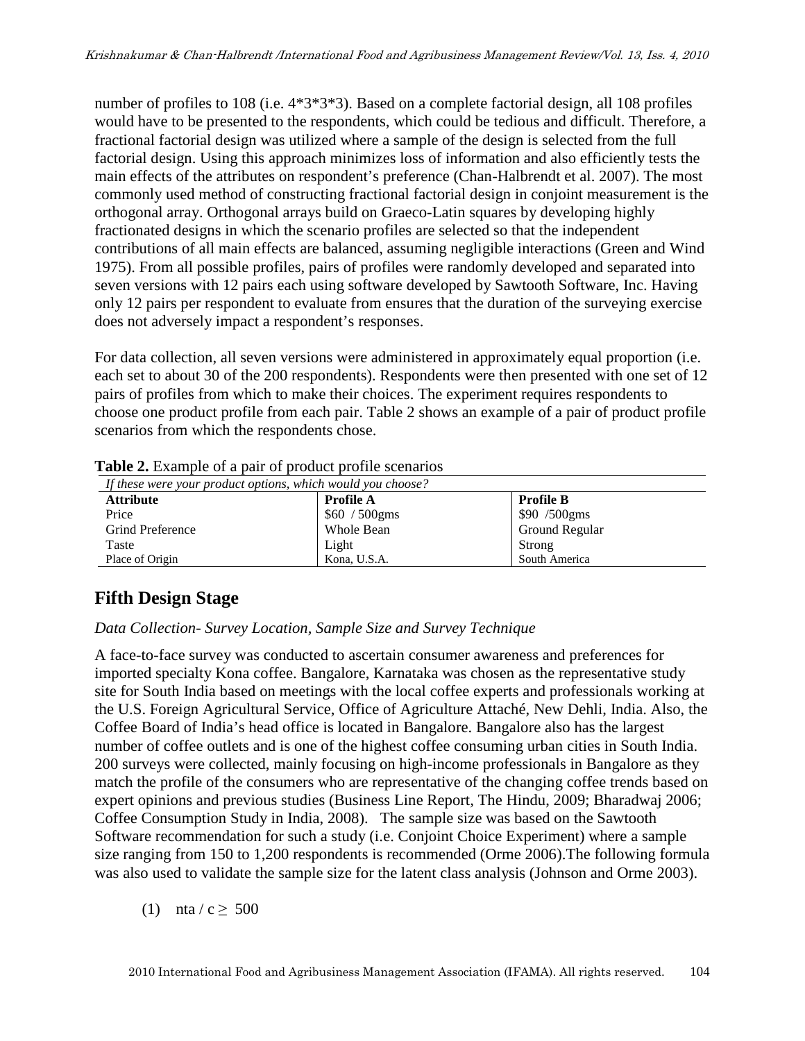number of profiles to 108 (i.e. 4*3*3*3). Based on a complete factorial design, all 108 profiles would have to be presented to the respondents, which could be tedious and difficult. Therefore, a fractional factorial design was utilized where a sample of the design is selected from the full factorial design. Using this approach minimizes loss of information and also efficiently tests the main effects of the attributes on respondent's preference (Chan-Halbrendt et al. 2007). The most commonly used method of constructing fractional factorial design in conjoint measurement is the orthogonal array. Orthogonal arrays build on Graeco-Latin squares by developing highly fractionated designs in which the scenario profiles are selected so that the independent contributions of all main effects are balanced, assuming negligible interactions (Green and Wind 1975). From all possible profiles, pairs of profiles were randomly developed and separated into seven versions with 12 pairs each using software developed by Sawtooth Software, Inc. Having only 12 pairs per respondent to evaluate from ensures that the duration of the surveying exercise does not adversely impact a respondent's responses.

For data collection, all seven versions were administered in approximately equal proportion (i.e. each set to about 30 of the 200 respondents). Respondents were then presented with one set of 12 pairs of profiles from which to make their choices. The experiment requires respondents to choose one product profile from each pair. Table 2 shows an example of a pair of product profile scenarios from which the respondents chose.

**Table 2.** Example of a pair of product profile scenarios

*If these were your product options, which would you choose?*

| **Attribute** | **Profile A** | **Profile B** |
|---|---|---|
| Price | $60 / 500gms | $90 /500gms |
| Grind Preference | Whole Bean | Ground Regular |
| Taste | Light | Strong |
| Place of Origin | Kona, U.S.A. | South America |

## Fifth Design Stage

*Data Collection- Survey Location, Sample Size and Survey Technique*

A face-to-face survey was conducted to ascertain consumer awareness and preferences for imported specialty Kona coffee. Bangalore, Karnataka was chosen as the representative study site for South India based on meetings with the local coffee experts and professionals working at the U.S. Foreign Agricultural Service, Office of Agriculture Attaché, New Dehli, India. Also, the Coffee Board of India's head office is located in Bangalore. Bangalore also has the largest number of coffee outlets and is one of the highest coffee consuming urban cities in South India. 200 surveys were collected, mainly focusing on high-income professionals in Bangalore as they match the profile of the consumers who are representative of the changing coffee trends based on expert opinions and previous studies (Business Line Report, The Hindu, 2009; Bharadwaj 2006; Coffee Consumption Study in India, 2008). The sample size was based on the Sawtooth Software recommendation for such a study (i.e. Conjoint Choice Experiment) where a sample size ranging from 150 to 1,200 respondents is recommended (Orme 2006).The following formula was also used to validate the sample size for the latent class analysis (Johnson and Orme 2003).

(1) $nta / c \geq 500$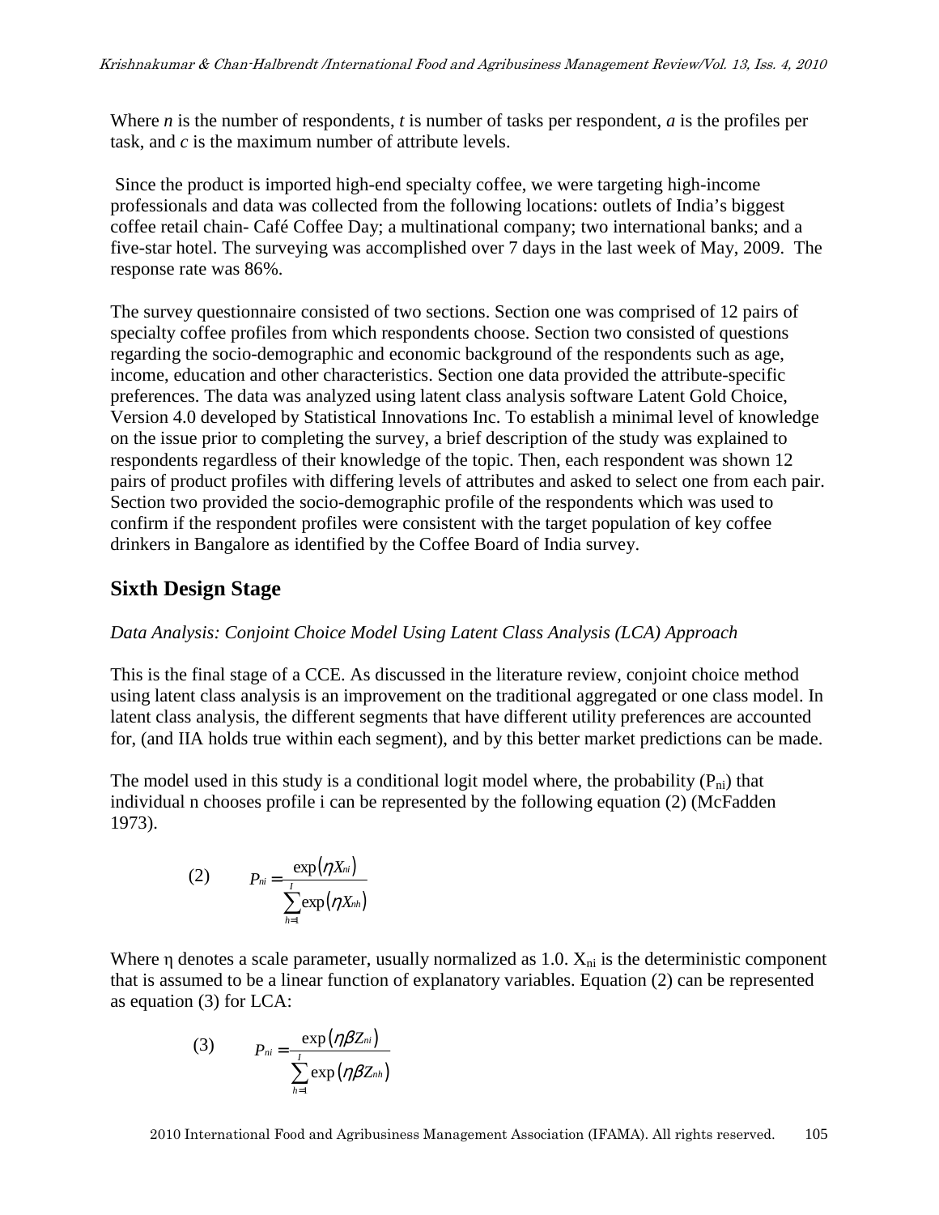Where $n$ is the number of respondents, $t$ is number of tasks per respondent, $a$ is the profiles per task, and $c$ is the maximum number of attribute levels.

Since the product is imported high-end specialty coffee, we were targeting high-income professionals and data was collected from the following locations: outlets of India's biggest coffee retail chain- Café Coffee Day; a multinational company; two international banks; and a five-star hotel. The surveying was accomplished over 7 days in the last week of May, 2009. The response rate was 86%.

The survey questionnaire consisted of two sections. Section one was comprised of 12 pairs of specialty coffee profiles from which respondents choose. Section two consisted of questions regarding the socio-demographic and economic background of the respondents such as age, income, education and other characteristics. Section one data provided the attribute-specific preferences. The data was analyzed using latent class analysis software Latent Gold Choice, Version 4.0 developed by Statistical Innovations Inc. To establish a minimal level of knowledge on the issue prior to completing the survey, a brief description of the study was explained to respondents regardless of their knowledge of the topic. Then, each respondent was shown 12 pairs of product profiles with differing levels of attributes and asked to select one from each pair. Section two provided the socio-demographic profile of the respondents which was used to confirm if the respondent profiles were consistent with the target population of key coffee drinkers in Bangalore as identified by the Coffee Board of India survey.

## Sixth Design Stage

*Data Analysis: Conjoint Choice Model Using Latent Class Analysis (LCA) Approach*

This is the final stage of a CCE. As discussed in the literature review, conjoint choice method using latent class analysis is an improvement on the traditional aggregated or one class model. In latent class analysis, the different segments that have different utility preferences are accounted for, (and IIA holds true within each segment), and by this better market predictions can be made.

The model used in this study is a conditional logit model where, the probability ($P_{ni}$) that individual n chooses profile i can be represented by the following equation (2) (McFadden 1973).

$$(2) \qquad P_{ni} = \frac{\exp(\eta X_{ni})}{\sum_{h=1}^{I} \exp(\eta X_{nh})}$$

Where $\eta$ denotes a scale parameter, usually normalized as 1.0. $X_{ni}$ is the deterministic component that is assumed to be a linear function of explanatory variables. Equation (2) can be represented as equation (3) for LCA:

$$(3) \qquad P_{ni} = \frac{\exp(\eta \beta Z_{ni})}{\sum_{h=1}^{I} \exp(\eta \beta Z_{nh})}$$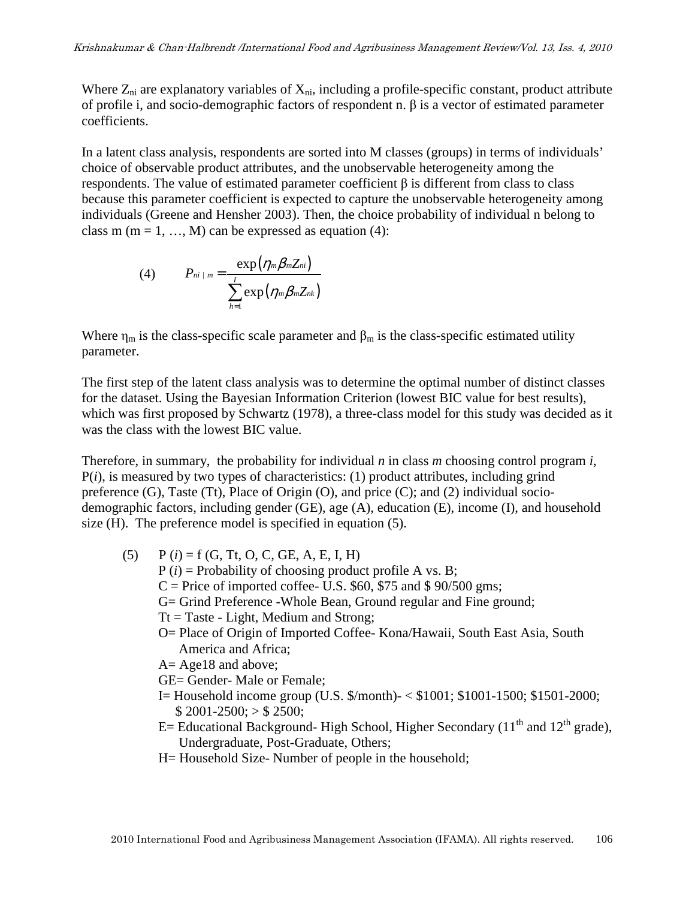Where $Z_{ni}$ are explanatory variables of $X_{ni}$, including a profile-specific constant, product attribute of profile i, and socio-demographic factors of respondent n. β is a vector of estimated parameter coefficients.

In a latent class analysis, respondents are sorted into M classes (groups) in terms of individuals' choice of observable product attributes, and the unobservable heterogeneity among the respondents. The value of estimated parameter coefficient β is different from class to class because this parameter coefficient is expected to capture the unobservable heterogeneity among individuals (Greene and Hensher 2003). Then, the choice probability of individual n belong to class m (m = 1, …, M) can be expressed as equation (4):

$$(4) \qquad P_{ni\mid m} = \frac{\exp\left(\eta_m \beta_m Z_{ni}\right)}{\sum_{h=1}^{I} \exp\left(\eta_m \beta_m Z_{nk}\right)}$$

Where $\eta_m$ is the class-specific scale parameter and $\beta_m$ is the class-specific estimated utility parameter.

The first step of the latent class analysis was to determine the optimal number of distinct classes for the dataset. Using the Bayesian Information Criterion (lowest BIC value for best results), which was first proposed by Schwartz (1978), a three-class model for this study was decided as it was the class with the lowest BIC value.

Therefore, in summary, the probability for individual *n* in class *m* choosing control program *i*, P(*i*), is measured by two types of characteristics: (1) product attributes, including grind preference (G), Taste (Tt), Place of Origin (O), and price (C); and (2) individual socio-demographic factors, including gender (GE), age (A), education (E), income (I), and household size (H). The preference model is specified in equation (5).

(5) P (*i*) = f (G, Tt, O, C, GE, A, E, I, H)

- P (*i*) = Probability of choosing product profile A vs. B;
- C = Price of imported coffee- U.S. $60, $75 and $ 90/500 gms;
- G= Grind Preference -Whole Bean, Ground regular and Fine ground;
- Tt = Taste - Light, Medium and Strong;
- O= Place of Origin of Imported Coffee- Kona/Hawaii, South East Asia, South America and Africa;
- A= Age18 and above;
- GE= Gender- Male or Female;
- I= Household income group (U.S. $/month)- < $1001; $1001-1500; $1501-2000; $ 2001-2500; > $ 2500;
- E= Educational Background- High School, Higher Secondary ($11^{th}$ and $12^{th}$ grade), Undergraduate, Post-Graduate, Others;
- H= Household Size- Number of people in the household;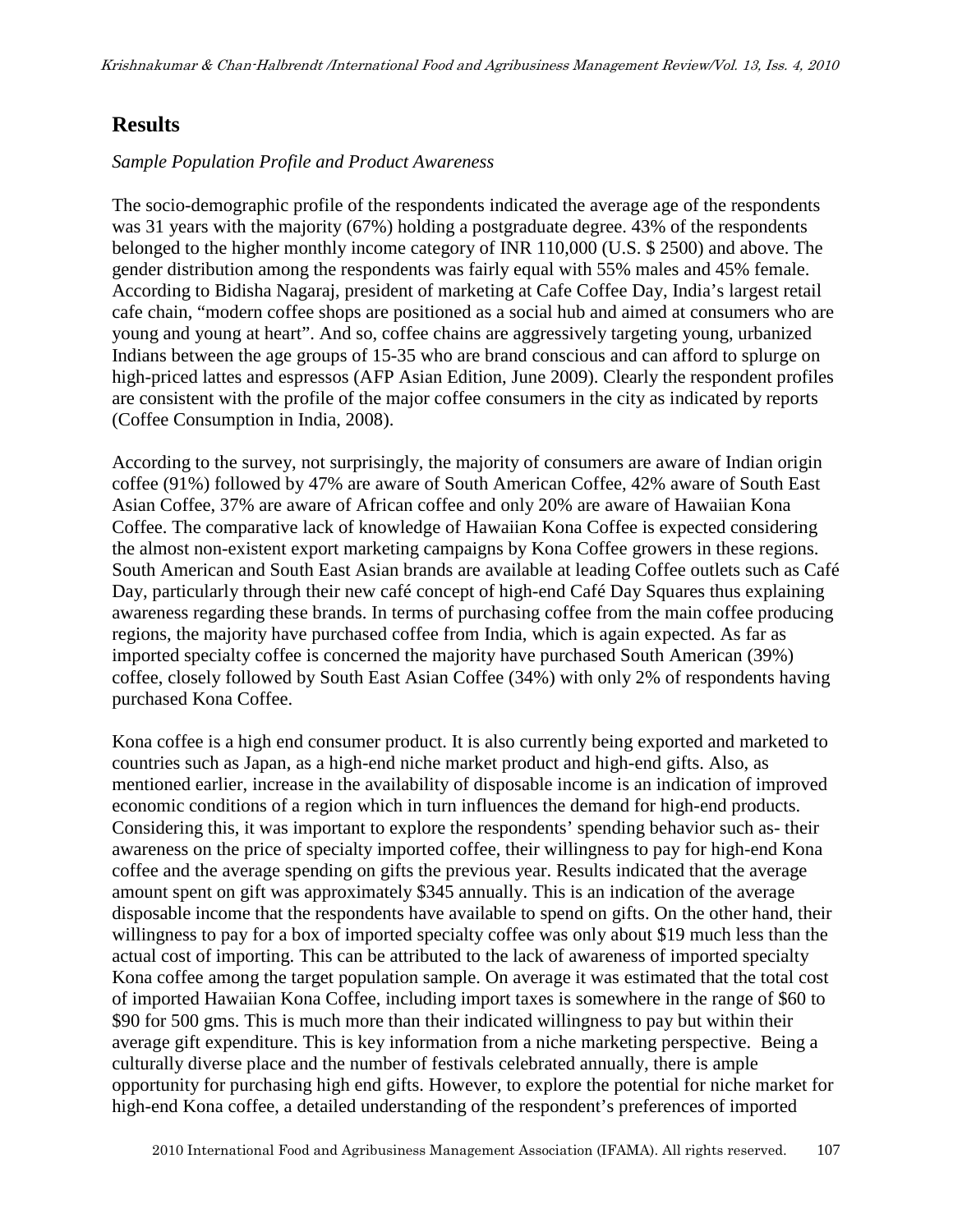## Results

*Sample Population Profile and Product Awareness*

The socio-demographic profile of the respondents indicated the average age of the respondents was 31 years with the majority (67%) holding a postgraduate degree. 43% of the respondents belonged to the higher monthly income category of INR 110,000 (U.S. $ 2500) and above. The gender distribution among the respondents was fairly equal with 55% males and 45% female. According to Bidisha Nagaraj, president of marketing at Cafe Coffee Day, India's largest retail cafe chain, "modern coffee shops are positioned as a social hub and aimed at consumers who are young and young at heart". And so, coffee chains are aggressively targeting young, urbanized Indians between the age groups of 15-35 who are brand conscious and can afford to splurge on high-priced lattes and espressos (AFP Asian Edition, June 2009). Clearly the respondent profiles are consistent with the profile of the major coffee consumers in the city as indicated by reports (Coffee Consumption in India, 2008).

According to the survey, not surprisingly, the majority of consumers are aware of Indian origin coffee (91%) followed by 47% are aware of South American Coffee, 42% aware of South East Asian Coffee, 37% are aware of African coffee and only 20% are aware of Hawaiian Kona Coffee. The comparative lack of knowledge of Hawaiian Kona Coffee is expected considering the almost non-existent export marketing campaigns by Kona Coffee growers in these regions. South American and South East Asian brands are available at leading Coffee outlets such as Café Day, particularly through their new café concept of high-end Café Day Squares thus explaining awareness regarding these brands. In terms of purchasing coffee from the main coffee producing regions, the majority have purchased coffee from India, which is again expected. As far as imported specialty coffee is concerned the majority have purchased South American (39%) coffee, closely followed by South East Asian Coffee (34%) with only 2% of respondents having purchased Kona Coffee.

Kona coffee is a high end consumer product. It is also currently being exported and marketed to countries such as Japan, as a high-end niche market product and high-end gifts. Also, as mentioned earlier, increase in the availability of disposable income is an indication of improved economic conditions of a region which in turn influences the demand for high-end products. Considering this, it was important to explore the respondents' spending behavior such as- their awareness on the price of specialty imported coffee, their willingness to pay for high-end Kona coffee and the average spending on gifts the previous year. Results indicated that the average amount spent on gift was approximately $345 annually. This is an indication of the average disposable income that the respondents have available to spend on gifts. On the other hand, their willingness to pay for a box of imported specialty coffee was only about $19 much less than the actual cost of importing. This can be attributed to the lack of awareness of imported specialty Kona coffee among the target population sample. On average it was estimated that the total cost of imported Hawaiian Kona Coffee, including import taxes is somewhere in the range of $60 to $90 for 500 gms. This is much more than their indicated willingness to pay but within their average gift expenditure. This is key information from a niche marketing perspective. Being a culturally diverse place and the number of festivals celebrated annually, there is ample opportunity for purchasing high end gifts. However, to explore the potential for niche market for high-end Kona coffee, a detailed understanding of the respondent's preferences of imported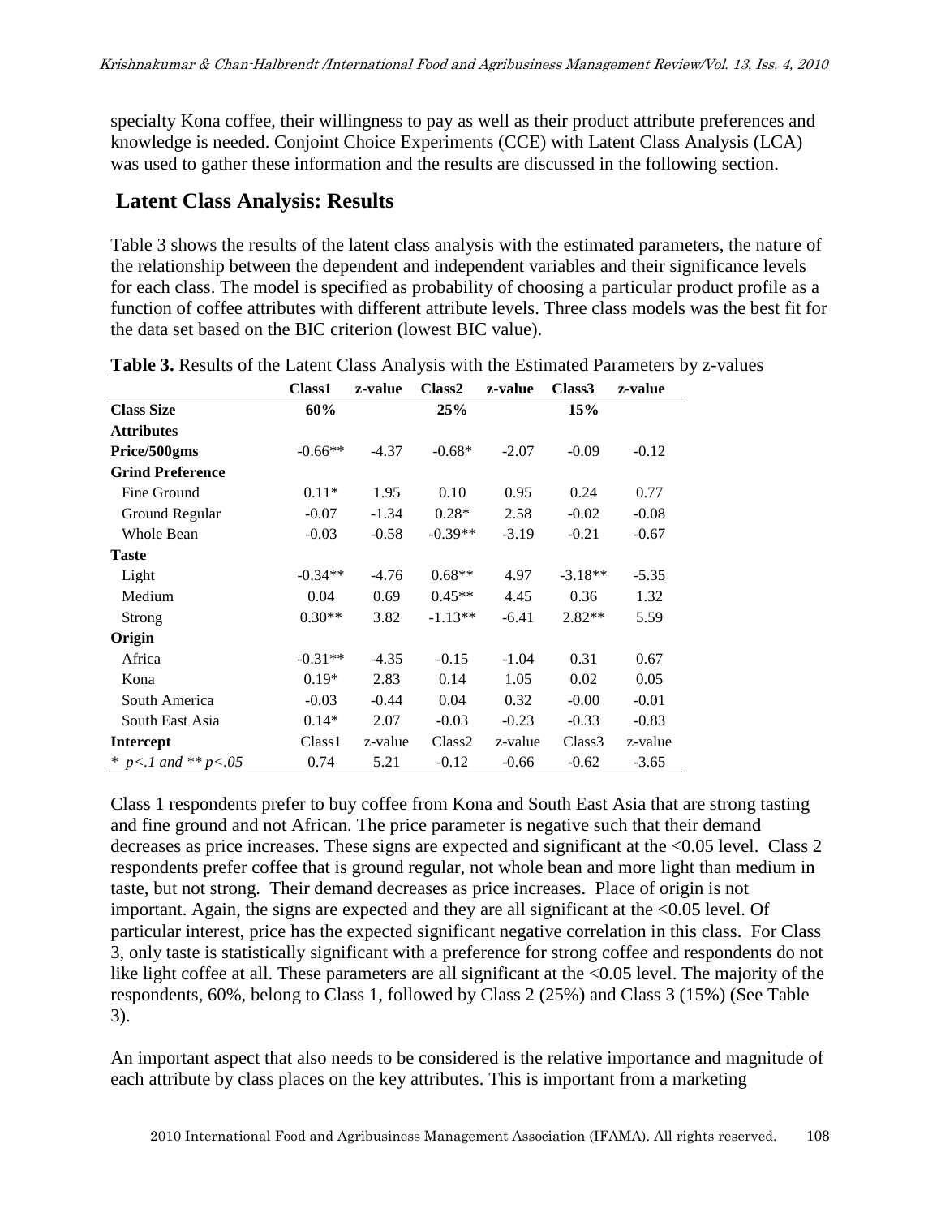specialty Kona coffee, their willingness to pay as well as their product attribute preferences and knowledge is needed. Conjoint Choice Experiments (CCE) with Latent Class Analysis (LCA) was used to gather these information and the results are discussed in the following section.

## Latent Class Analysis: Results

Table 3 shows the results of the latent class analysis with the estimated parameters, the nature of the relationship between the dependent and independent variables and their significance levels for each class. The model is specified as probability of choosing a particular product profile as a function of coffee attributes with different attribute levels. Three class models was the best fit for the data set based on the BIC criterion (lowest BIC value).

**Table 3.** Results of the Latent Class Analysis with the Estimated Parameters by z-values

| | Class1 | z-value | Class2 | z-value | Class3 | z-value |
|---|---|---|---|---|---|---|
| **Class Size** | **60%** | | **25%** | | **15%** | |
| **Attributes** | | | | | | |
| **Price/500gms** | -0.66** | -4.37 | -0.68* | -2.07 | -0.09 | -0.12 |
| **Grind Preference** | | | | | | |
| Fine Ground | 0.11* | 1.95 | 0.10 | 0.95 | 0.24 | 0.77 |
| Ground Regular | -0.07 | -1.34 | 0.28* | 2.58 | -0.02 | -0.08 |
| Whole Bean | -0.03 | -0.58 | -0.39** | -3.19 | -0.21 | -0.67 |
| **Taste** | | | | | | |
| Light | -0.34** | -4.76 | 0.68** | 4.97 | -3.18** | -5.35 |
| Medium | 0.04 | 0.69 | 0.45** | 4.45 | 0.36 | 1.32 |
| Strong | 0.30** | 3.82 | -1.13** | -6.41 | 2.82** | 5.59 |
| **Origin** | | | | | | |
| Africa | -0.31** | -4.35 | -0.15 | -1.04 | 0.31 | 0.67 |
| Kona | 0.19* | 2.83 | 0.14 | 1.05 | 0.02 | 0.05 |
| South America | -0.03 | -0.44 | 0.04 | 0.32 | -0.00 | -0.01 |
| South East Asia | 0.14* | 2.07 | -0.03 | -0.23 | -0.33 | -0.83 |
| **Intercept** | Class1 | z-value | Class2 | z-value | Class3 | z-value |
| * $p<.1$ and ** $p<.05$ | 0.74 | 5.21 | -0.12 | -0.66 | -0.62 | -3.65 |

Class 1 respondents prefer to buy coffee from Kona and South East Asia that are strong tasting and fine ground and not African. The price parameter is negative such that their demand decreases as price increases. These signs are expected and significant at the <0.05 level. Class 2 respondents prefer coffee that is ground regular, not whole bean and more light than medium in taste, but not strong. Their demand decreases as price increases. Place of origin is not important. Again, the signs are expected and they are all significant at the <0.05 level. Of particular interest, price has the expected significant negative correlation in this class. For Class 3, only taste is statistically significant with a preference for strong coffee and respondents do not like light coffee at all. These parameters are all significant at the <0.05 level. The majority of the respondents, 60%, belong to Class 1, followed by Class 2 (25%) and Class 3 (15%) (See Table 3).

An important aspect that also needs to be considered is the relative importance and magnitude of each attribute by class places on the key attributes. This is important from a marketing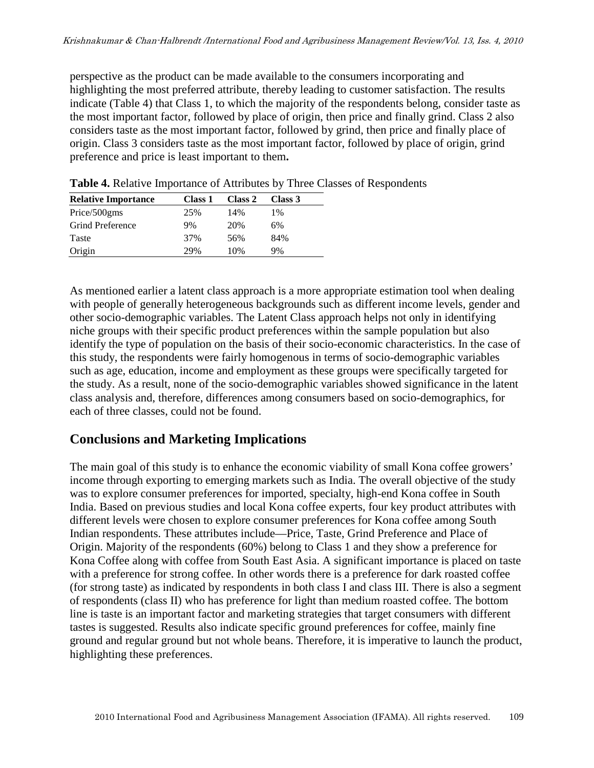perspective as the product can be made available to the consumers incorporating and highlighting the most preferred attribute, thereby leading to customer satisfaction. The results indicate (Table 4) that Class 1, to which the majority of the respondents belong, consider taste as the most important factor, followed by place of origin, then price and finally grind. Class 2 also considers taste as the most important factor, followed by grind, then price and finally place of origin. Class 3 considers taste as the most important factor, followed by place of origin, grind preference and price is least important to them**.**

**Table 4.** Relative Importance of Attributes by Three Classes of Respondents

| Relative Importance | Class 1 | Class 2 | Class 3 |
|---|---|---|---|
| Price/500gms | 25% | 14% | 1% |
| Grind Preference | 9% | 20% | 6% |
| Taste | 37% | 56% | 84% |
| Origin | 29% | 10% | 9% |

As mentioned earlier a latent class approach is a more appropriate estimation tool when dealing with people of generally heterogeneous backgrounds such as different income levels, gender and other socio-demographic variables. The Latent Class approach helps not only in identifying niche groups with their specific product preferences within the sample population but also identify the type of population on the basis of their socio-economic characteristics. In the case of this study, the respondents were fairly homogenous in terms of socio-demographic variables such as age, education, income and employment as these groups were specifically targeted for the study. As a result, none of the socio-demographic variables showed significance in the latent class analysis and, therefore, differences among consumers based on socio-demographics, for each of three classes, could not be found.

## Conclusions and Marketing Implications

The main goal of this study is to enhance the economic viability of small Kona coffee growers' income through exporting to emerging markets such as India. The overall objective of the study was to explore consumer preferences for imported, specialty, high-end Kona coffee in South India. Based on previous studies and local Kona coffee experts, four key product attributes with different levels were chosen to explore consumer preferences for Kona coffee among South Indian respondents. These attributes include—Price, Taste, Grind Preference and Place of Origin. Majority of the respondents (60%) belong to Class 1 and they show a preference for Kona Coffee along with coffee from South East Asia. A significant importance is placed on taste with a preference for strong coffee. In other words there is a preference for dark roasted coffee (for strong taste) as indicated by respondents in both class I and class III. There is also a segment of respondents (class II) who has preference for light than medium roasted coffee. The bottom line is taste is an important factor and marketing strategies that target consumers with different tastes is suggested. Results also indicate specific ground preferences for coffee, mainly fine ground and regular ground but not whole beans. Therefore, it is imperative to launch the product, highlighting these preferences.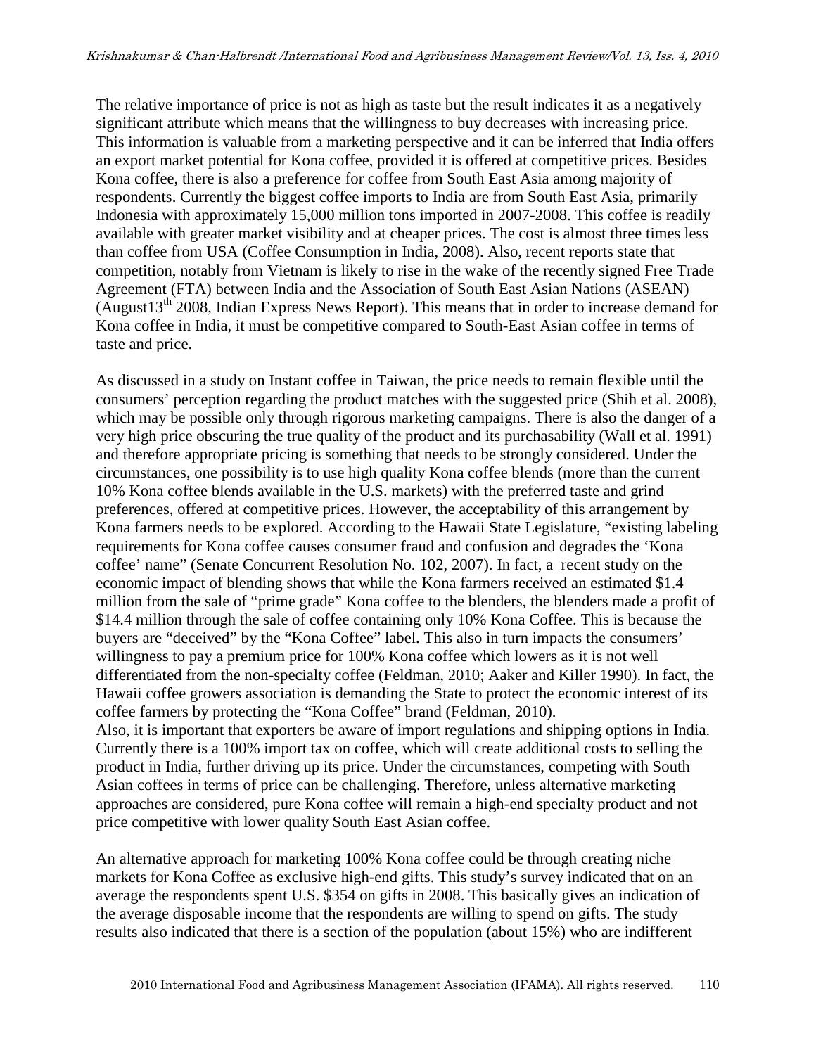The relative importance of price is not as high as taste but the result indicates it as a negatively significant attribute which means that the willingness to buy decreases with increasing price. This information is valuable from a marketing perspective and it can be inferred that India offers an export market potential for Kona coffee, provided it is offered at competitive prices. Besides Kona coffee, there is also a preference for coffee from South East Asia among majority of respondents. Currently the biggest coffee imports to India are from South East Asia, primarily Indonesia with approximately 15,000 million tons imported in 2007-2008. This coffee is readily available with greater market visibility and at cheaper prices. The cost is almost three times less than coffee from USA (Coffee Consumption in India, 2008). Also, recent reports state that competition, notably from Vietnam is likely to rise in the wake of the recently signed Free Trade Agreement (FTA) between India and the Association of South East Asian Nations (ASEAN) (August13th 2008, Indian Express News Report). This means that in order to increase demand for Kona coffee in India, it must be competitive compared to South-East Asian coffee in terms of taste and price.

As discussed in a study on Instant coffee in Taiwan, the price needs to remain flexible until the consumers' perception regarding the product matches with the suggested price (Shih et al. 2008), which may be possible only through rigorous marketing campaigns. There is also the danger of a very high price obscuring the true quality of the product and its purchasability (Wall et al. 1991) and therefore appropriate pricing is something that needs to be strongly considered. Under the circumstances, one possibility is to use high quality Kona coffee blends (more than the current 10% Kona coffee blends available in the U.S. markets) with the preferred taste and grind preferences, offered at competitive prices. However, the acceptability of this arrangement by Kona farmers needs to be explored. According to the Hawaii State Legislature, "existing labeling requirements for Kona coffee causes consumer fraud and confusion and degrades the 'Kona coffee' name" (Senate Concurrent Resolution No. 102, 2007). In fact, a recent study on the economic impact of blending shows that while the Kona farmers received an estimated $1.4 million from the sale of "prime grade" Kona coffee to the blenders, the blenders made a profit of $14.4 million through the sale of coffee containing only 10% Kona Coffee. This is because the buyers are "deceived" by the "Kona Coffee" label. This also in turn impacts the consumers' willingness to pay a premium price for 100% Kona coffee which lowers as it is not well differentiated from the non-specialty coffee (Feldman, 2010; Aaker and Killer 1990). In fact, the Hawaii coffee growers association is demanding the State to protect the economic interest of its coffee farmers by protecting the "Kona Coffee" brand (Feldman, 2010).

Also, it is important that exporters be aware of import regulations and shipping options in India. Currently there is a 100% import tax on coffee, which will create additional costs to selling the product in India, further driving up its price. Under the circumstances, competing with South Asian coffees in terms of price can be challenging. Therefore, unless alternative marketing approaches are considered, pure Kona coffee will remain a high-end specialty product and not price competitive with lower quality South East Asian coffee.

An alternative approach for marketing 100% Kona coffee could be through creating niche markets for Kona Coffee as exclusive high-end gifts. This study's survey indicated that on an average the respondents spent U.S. $354 on gifts in 2008. This basically gives an indication of the average disposable income that the respondents are willing to spend on gifts. The study results also indicated that there is a section of the population (about 15%) who are indifferent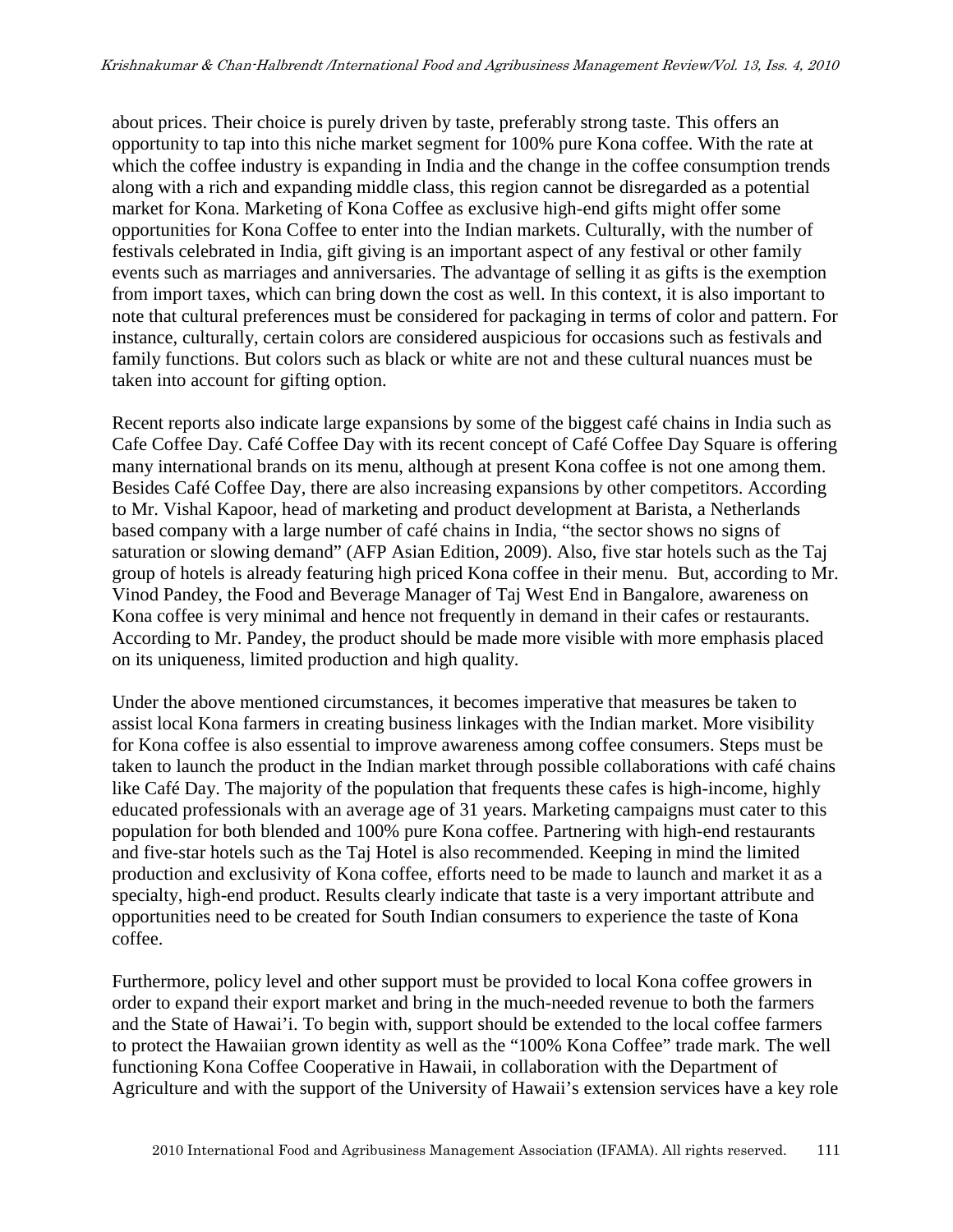about prices. Their choice is purely driven by taste, preferably strong taste. This offers an opportunity to tap into this niche market segment for 100% pure Kona coffee. With the rate at which the coffee industry is expanding in India and the change in the coffee consumption trends along with a rich and expanding middle class, this region cannot be disregarded as a potential market for Kona. Marketing of Kona Coffee as exclusive high-end gifts might offer some opportunities for Kona Coffee to enter into the Indian markets. Culturally, with the number of festivals celebrated in India, gift giving is an important aspect of any festival or other family events such as marriages and anniversaries. The advantage of selling it as gifts is the exemption from import taxes, which can bring down the cost as well. In this context, it is also important to note that cultural preferences must be considered for packaging in terms of color and pattern. For instance, culturally, certain colors are considered auspicious for occasions such as festivals and family functions. But colors such as black or white are not and these cultural nuances must be taken into account for gifting option.

Recent reports also indicate large expansions by some of the biggest café chains in India such as Cafe Coffee Day. Café Coffee Day with its recent concept of Café Coffee Day Square is offering many international brands on its menu, although at present Kona coffee is not one among them. Besides Café Coffee Day, there are also increasing expansions by other competitors. According to Mr. Vishal Kapoor, head of marketing and product development at Barista, a Netherlands based company with a large number of café chains in India, "the sector shows no signs of saturation or slowing demand" (AFP Asian Edition, 2009). Also, five star hotels such as the Taj group of hotels is already featuring high priced Kona coffee in their menu. But, according to Mr. Vinod Pandey, the Food and Beverage Manager of Taj West End in Bangalore, awareness on Kona coffee is very minimal and hence not frequently in demand in their cafes or restaurants. According to Mr. Pandey, the product should be made more visible with more emphasis placed on its uniqueness, limited production and high quality.

Under the above mentioned circumstances, it becomes imperative that measures be taken to assist local Kona farmers in creating business linkages with the Indian market. More visibility for Kona coffee is also essential to improve awareness among coffee consumers. Steps must be taken to launch the product in the Indian market through possible collaborations with café chains like Café Day. The majority of the population that frequents these cafes is high-income, highly educated professionals with an average age of 31 years. Marketing campaigns must cater to this population for both blended and 100% pure Kona coffee. Partnering with high-end restaurants and five-star hotels such as the Taj Hotel is also recommended. Keeping in mind the limited production and exclusivity of Kona coffee, efforts need to be made to launch and market it as a specialty, high-end product. Results clearly indicate that taste is a very important attribute and opportunities need to be created for South Indian consumers to experience the taste of Kona coffee.

Furthermore, policy level and other support must be provided to local Kona coffee growers in order to expand their export market and bring in the much-needed revenue to both the farmers and the State of Hawai'i. To begin with, support should be extended to the local coffee farmers to protect the Hawaiian grown identity as well as the "100% Kona Coffee" trade mark. The well functioning Kona Coffee Cooperative in Hawaii, in collaboration with the Department of Agriculture and with the support of the University of Hawaii's extension services have a key role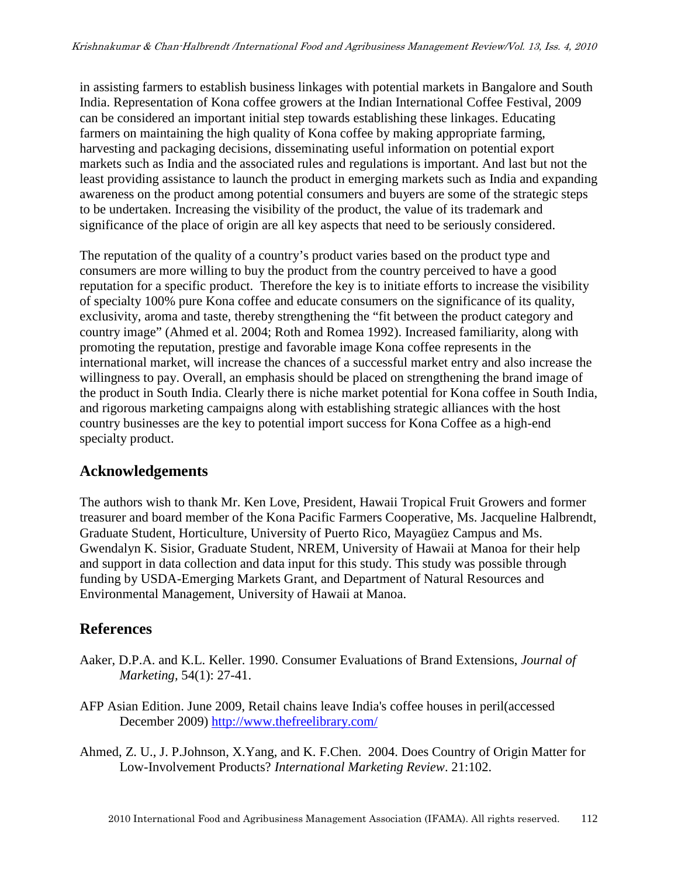in assisting farmers to establish business linkages with potential markets in Bangalore and South India. Representation of Kona coffee growers at the Indian International Coffee Festival, 2009 can be considered an important initial step towards establishing these linkages. Educating farmers on maintaining the high quality of Kona coffee by making appropriate farming, harvesting and packaging decisions, disseminating useful information on potential export markets such as India and the associated rules and regulations is important. And last but not the least providing assistance to launch the product in emerging markets such as India and expanding awareness on the product among potential consumers and buyers are some of the strategic steps to be undertaken. Increasing the visibility of the product, the value of its trademark and significance of the place of origin are all key aspects that need to be seriously considered.

The reputation of the quality of a country's product varies based on the product type and consumers are more willing to buy the product from the country perceived to have a good reputation for a specific product. Therefore the key is to initiate efforts to increase the visibility of specialty 100% pure Kona coffee and educate consumers on the significance of its quality, exclusivity, aroma and taste, thereby strengthening the "fit between the product category and country image" (Ahmed et al. 2004; Roth and Romea 1992). Increased familiarity, along with promoting the reputation, prestige and favorable image Kona coffee represents in the international market, will increase the chances of a successful market entry and also increase the willingness to pay. Overall, an emphasis should be placed on strengthening the brand image of the product in South India. Clearly there is niche market potential for Kona coffee in South India, and rigorous marketing campaigns along with establishing strategic alliances with the host country businesses are the key to potential import success for Kona Coffee as a high-end specialty product.

## Acknowledgements

The authors wish to thank Mr. Ken Love, President, Hawaii Tropical Fruit Growers and former treasurer and board member of the Kona Pacific Farmers Cooperative, Ms. Jacqueline Halbrendt, Graduate Student, Horticulture, University of Puerto Rico, Mayagüez Campus and Ms. Gwendalyn K. Sisior, Graduate Student, NREM, University of Hawaii at Manoa for their help and support in data collection and data input for this study. This study was possible through funding by USDA-Emerging Markets Grant, and Department of Natural Resources and Environmental Management, University of Hawaii at Manoa.

## References

Aaker, D.P.A. and K.L. Keller. 1990. Consumer Evaluations of Brand Extensions, *Journal of Marketing,* 54(1): 27-41.

AFP Asian Edition. June 2009, Retail chains leave India's coffee houses in peril(accessed December 2009) http://www.thefreelibrary.com/

Ahmed, Z. U., J. P.Johnson, X.Yang, and K. F.Chen. 2004. Does Country of Origin Matter for Low-Involvement Products? *International Marketing Review*. 21:102.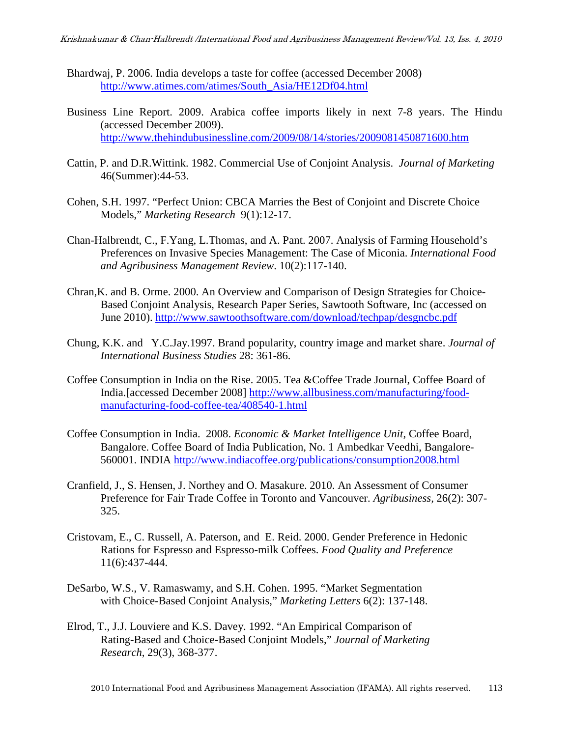Bhardwaj, P. 2006. India develops a taste for coffee (accessed December 2008) http://www.atimes.com/atimes/South_Asia/HE12Df04.html

Business Line Report. 2009. Arabica coffee imports likely in next 7-8 years. The Hindu (accessed December 2009). http://www.thehindubusinessline.com/2009/08/14/stories/2009081450871600.htm

Cattin, P. and D.R.Wittink. 1982. Commercial Use of Conjoint Analysis. *Journal of Marketing* 46(Summer):44-53.

Cohen, S.H. 1997. "Perfect Union: CBCA Marries the Best of Conjoint and Discrete Choice Models," *Marketing Research* 9(1):12-17.

Chan-Halbrendt, C., F.Yang, L.Thomas, and A. Pant. 2007. Analysis of Farming Household's Preferences on Invasive Species Management: The Case of Miconia. *International Food and Agribusiness Management Review*. 10(2):117-140.

Chran,K. and B. Orme. 2000. An Overview and Comparison of Design Strategies for Choice-Based Conjoint Analysis, Research Paper Series, Sawtooth Software, Inc (accessed on June 2010). http://www.sawtoothsoftware.com/download/techpap/desgncbc.pdf

Chung, K.K. and Y.C.Jay.1997. Brand popularity, country image and market share. *Journal of International Business Studies* 28: 361-86.

Coffee Consumption in India on the Rise. 2005. Tea &Coffee Trade Journal, Coffee Board of India.[accessed December 2008] http://www.allbusiness.com/manufacturing/food-manufacturing-food-coffee-tea/408540-1.html

Coffee Consumption in India. 2008. *Economic & Market Intelligence Unit*, Coffee Board, Bangalore. Coffee Board of India Publication, No. 1 Ambedkar Veedhi, Bangalore-560001. INDIA http://www.indiacoffee.org/publications/consumption2008.html

Cranfield, J., S. Hensen, J. Northey and O. Masakure. 2010. An Assessment of Consumer Preference for Fair Trade Coffee in Toronto and Vancouver. *Agribusiness*, 26(2): 307-325.

Cristovam, E., C. Russell, A. Paterson, and E. Reid. 2000. Gender Preference in Hedonic Rations for Espresso and Espresso-milk Coffees. *Food Quality and Preference* 11(6):437-444.

DeSarbo, W.S., V. Ramaswamy, and S.H. Cohen. 1995. "Market Segmentation with Choice-Based Conjoint Analysis," *Marketing Letters* 6(2): 137-148.

Elrod, T., J.J. Louviere and K.S. Davey. 1992. "An Empirical Comparison of Rating-Based and Choice-Based Conjoint Models," *Journal of Marketing Research*, 29(3), 368-377.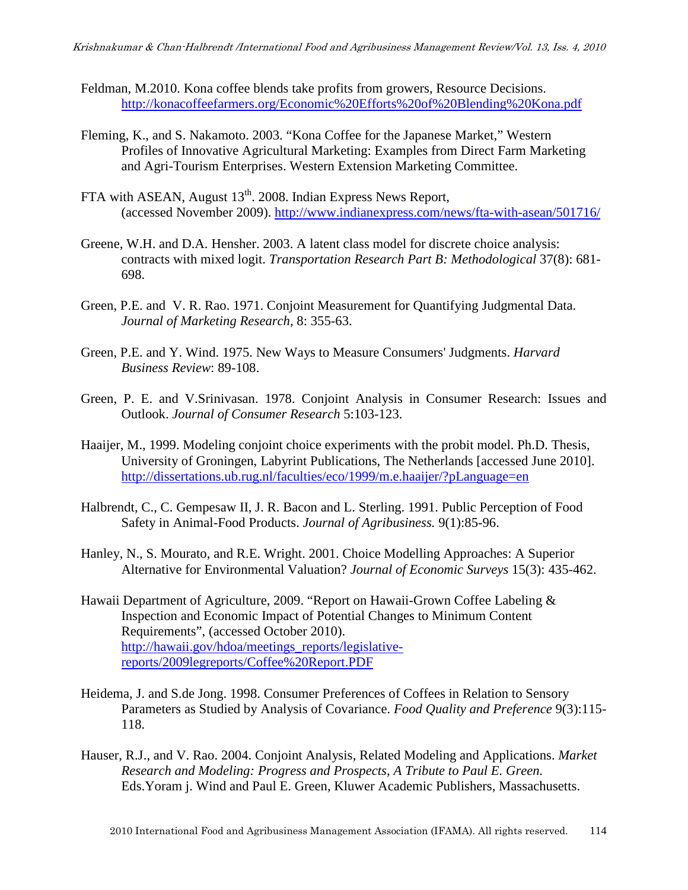Feldman, M.2010. Kona coffee blends take profits from growers, Resource Decisions. http://konacoffeefarmers.org/Economic%20Efforts%20of%20Blending%20Kona.pdf

Fleming, K., and S. Nakamoto. 2003. "Kona Coffee for the Japanese Market," Western Profiles of Innovative Agricultural Marketing: Examples from Direct Farm Marketing and Agri-Tourism Enterprises. Western Extension Marketing Committee.

FTA with ASEAN, August 13th. 2008. Indian Express News Report, (accessed November 2009). http://www.indianexpress.com/news/fta-with-asean/501716/

Greene, W.H. and D.A. Hensher. 2003. A latent class model for discrete choice analysis: contracts with mixed logit. *Transportation Research Part B: Methodological* 37(8): 681-698.

Green, P.E. and V. R. Rao. 1971. Conjoint Measurement for Quantifying Judgmental Data. *Journal of Marketing Research,* 8: 355-63.

Green, P.E. and Y. Wind. 1975. New Ways to Measure Consumers' Judgments. *Harvard Business Review*: 89-108.

Green, P. E. and V.Srinivasan. 1978. Conjoint Analysis in Consumer Research: Issues and Outlook. *Journal of Consumer Research* 5:103-123.

Haaijer, M., 1999. Modeling conjoint choice experiments with the probit model. Ph.D. Thesis, University of Groningen, Labyrint Publications, The Netherlands [accessed June 2010]. http://dissertations.ub.rug.nl/faculties/eco/1999/m.e.haaijer/?pLanguage=en

Halbrendt, C., C. Gempesaw II, J. R. Bacon and L. Sterling. 1991. Public Perception of Food Safety in Animal-Food Products. *Journal of Agribusiness.* 9(1):85-96.

Hanley, N., S. Mourato, and R.E. Wright. 2001. Choice Modelling Approaches: A Superior Alternative for Environmental Valuation? *Journal of Economic Surveys* 15(3): 435-462.

Hawaii Department of Agriculture, 2009. "Report on Hawaii-Grown Coffee Labeling & Inspection and Economic Impact of Potential Changes to Minimum Content Requirements", (accessed October 2010). http://hawaii.gov/hdoa/meetings_reports/legislative-reports/2009legreports/Coffee%20Report.PDF

Heidema, J. and S.de Jong. 1998. Consumer Preferences of Coffees in Relation to Sensory Parameters as Studied by Analysis of Covariance. *Food Quality and Preference* 9(3):115-118.

Hauser, R.J., and V. Rao. 2004. Conjoint Analysis, Related Modeling and Applications. *Market Research and Modeling: Progress and Prospects, A Tribute to Paul E. Green.* Eds.Yoram j. Wind and Paul E. Green, Kluwer Academic Publishers, Massachusetts.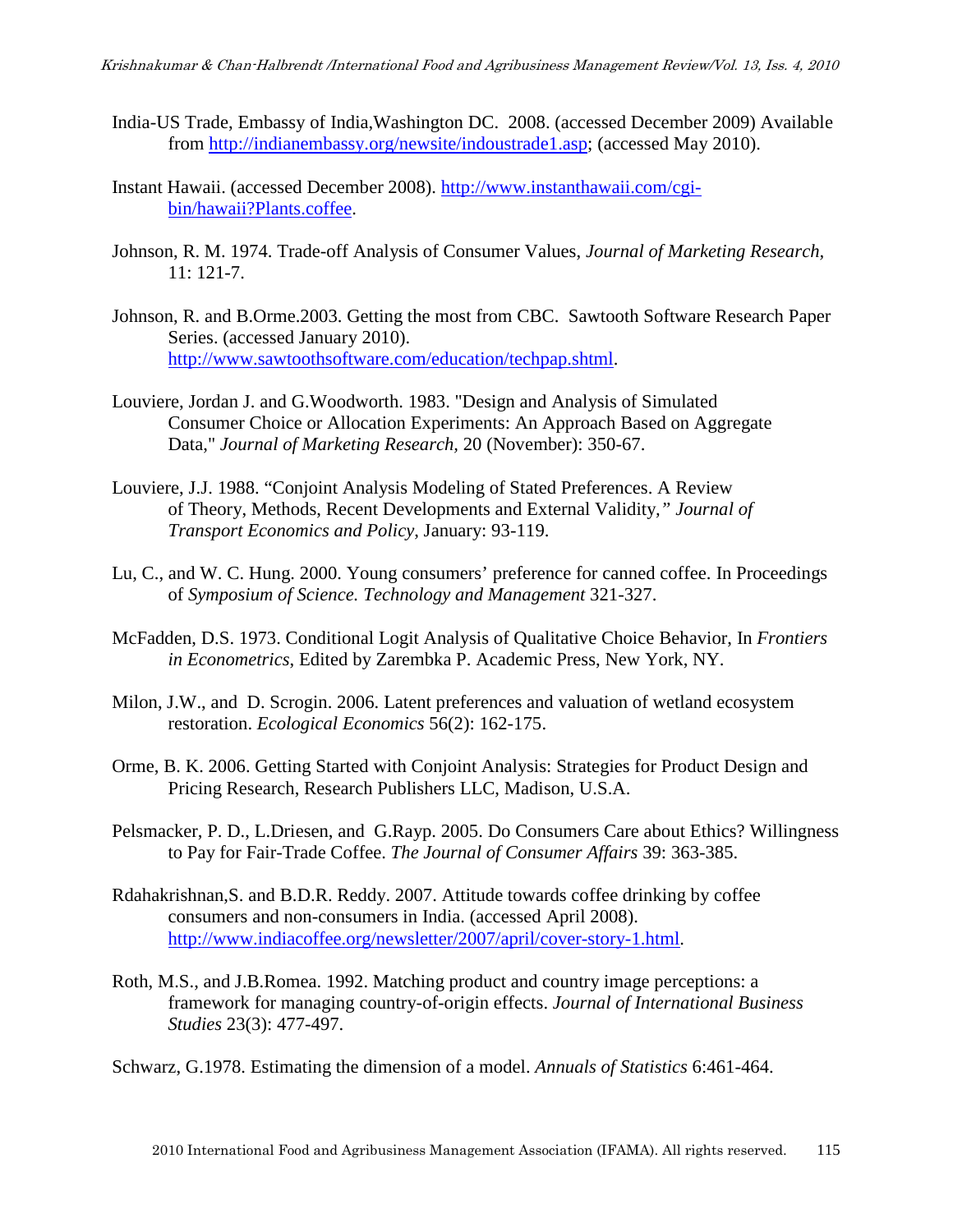India-US Trade, Embassy of India,Washington DC. 2008. (accessed December 2009) Available from http://indianembassy.org/newsite/indoustrade1.asp; (accessed May 2010).

Instant Hawaii. (accessed December 2008). http://www.instanthawaii.com/cgi-bin/hawaii?Plants.coffee.

Johnson, R. M. 1974. Trade-off Analysis of Consumer Values, *Journal of Marketing Research,* 11: 121-7.

Johnson, R. and B.Orme.2003. Getting the most from CBC. Sawtooth Software Research Paper Series. (accessed January 2010). http://www.sawtoothsoftware.com/education/techpap.shtml.

Louviere, Jordan J. and G.Woodworth. 1983. "Design and Analysis of Simulated Consumer Choice or Allocation Experiments: An Approach Based on Aggregate Data," *Journal of Marketing Research,* 20 (November): 350-67.

Louviere, J.J. 1988. "Conjoint Analysis Modeling of Stated Preferences. A Review of Theory, Methods, Recent Developments and External Validity,*" Journal of Transport Economics and Policy*, January: 93-119.

Lu, C., and W. C. Hung. 2000. Young consumers' preference for canned coffee. In Proceedings of *Symposium of Science. Technology and Management* 321-327.

McFadden, D.S. 1973. Conditional Logit Analysis of Qualitative Choice Behavior, In *Frontiers in Econometrics*, Edited by Zarembka P. Academic Press, New York, NY.

Milon, J.W., and D. Scrogin. 2006. Latent preferences and valuation of wetland ecosystem restoration. *Ecological Economics* 56(2): 162-175.

Orme, B. K. 2006. Getting Started with Conjoint Analysis: Strategies for Product Design and Pricing Research, Research Publishers LLC, Madison, U.S.A.

Pelsmacker, P. D., L.Driesen, and G.Rayp. 2005. Do Consumers Care about Ethics? Willingness to Pay for Fair-Trade Coffee. *The Journal of Consumer Affairs* 39: 363-385.

Rdahakrishnan,S. and B.D.R. Reddy. 2007. Attitude towards coffee drinking by coffee consumers and non-consumers in India. (accessed April 2008). http://www.indiacoffee.org/newsletter/2007/april/cover-story-1.html.

Roth, M.S., and J.B.Romea. 1992. Matching product and country image perceptions: a framework for managing country-of-origin effects. *Journal of International Business Studies* 23(3): 477-497.

Schwarz, G.1978. Estimating the dimension of a model. *Annuals of Statistics* 6:461-464.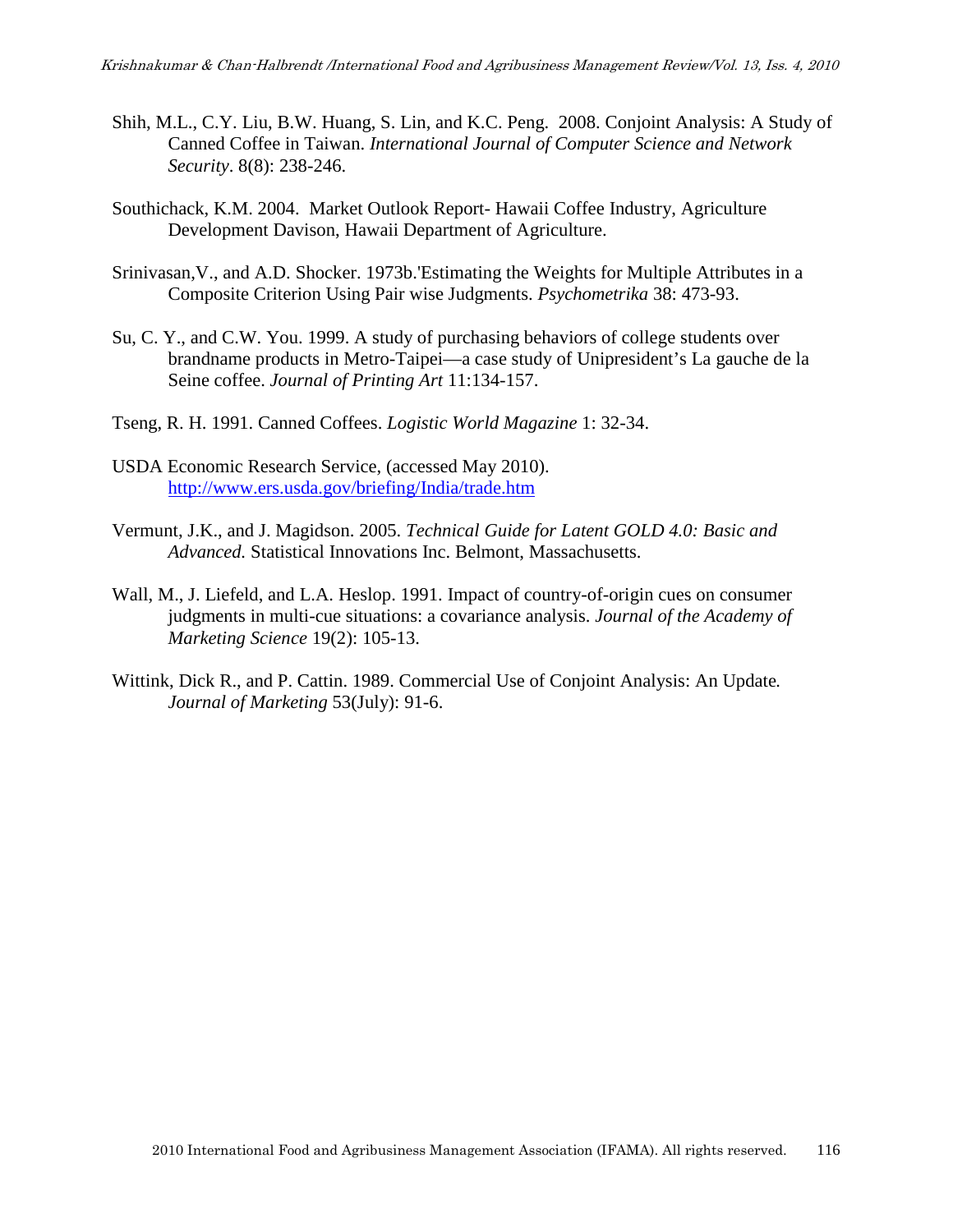Shih, M.L., C.Y. Liu, B.W. Huang, S. Lin, and K.C. Peng. 2008. Conjoint Analysis: A Study of Canned Coffee in Taiwan. *International Journal of Computer Science and Network Security*. 8(8): 238-246.

Southichack, K.M. 2004. Market Outlook Report- Hawaii Coffee Industry, Agriculture Development Davison, Hawaii Department of Agriculture.

Srinivasan,V., and A.D. Shocker. 1973b.'Estimating the Weights for Multiple Attributes in a Composite Criterion Using Pair wise Judgments. *Psychometrika* 38: 473-93.

Su, C. Y., and C.W. You. 1999. A study of purchasing behaviors of college students over brandname products in Metro-Taipei—a case study of Unipresident's La gauche de la Seine coffee. *Journal of Printing Art* 11:134-157.

Tseng, R. H. 1991. Canned Coffees. *Logistic World Magazine* 1: 32-34.

USDA Economic Research Service, (accessed May 2010). http://www.ers.usda.gov/briefing/India/trade.htm

Vermunt, J.K., and J. Magidson. 2005. *Technical Guide for Latent GOLD 4.0: Basic and Advanced.* Statistical Innovations Inc. Belmont, Massachusetts.

Wall, M., J. Liefeld, and L.A. Heslop. 1991. Impact of country-of-origin cues on consumer judgments in multi-cue situations: a covariance analysis. *Journal of the Academy of Marketing Science* 19(2): 105-13.

Wittink, Dick R., and P. Cattin. 1989. Commercial Use of Conjoint Analysis: An Update. *Journal of Marketing* 53(July): 91-6.